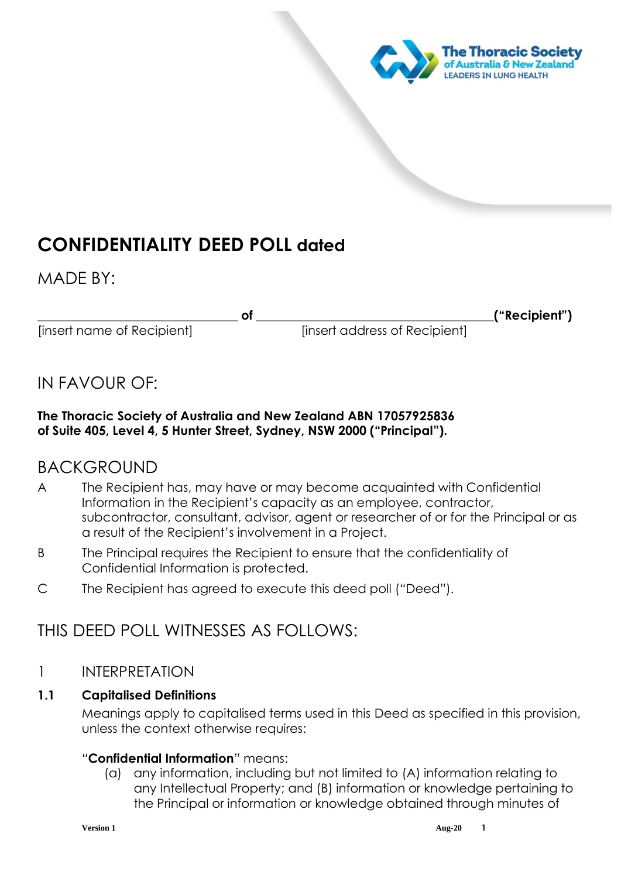# CONFIDENTIALITY DEED POLL dated

## MADE BY:

_______________________________ of _______________________________ **("Recipient")**
[insert name of Recipient] [insert address of Recipient]

## IN FAVOUR OF:

**The Thoracic Society of Australia and New Zealand ABN 17057925836 of Suite 405, Level 4, 5 Hunter Street, Sydney, NSW 2000 ("Principal").**

## BACKGROUND

A The Recipient has, may have or may become acquainted with Confidential Information in the Recipient's capacity as an employee, contractor, subcontractor, consultant, advisor, agent or researcher of or for the Principal or as a result of the Recipient's involvement in a Project.

B The Principal requires the Recipient to ensure that the confidentiality of Confidential Information is protected.

C The Recipient has agreed to execute this deed poll ("Deed").

## THIS DEED POLL WITNESSES AS FOLLOWS:

### 1 INTERPRETATION

#### 1.1 Capitalised Definitions

Meanings apply to capitalised terms used in this Deed as specified in this provision, unless the context otherwise requires:

"**Confidential Information**" means:

(a) any information, including but not limited to (A) information relating to any Intellectual Property; and (B) information or knowledge pertaining to the Principal or information or knowledge obtained through minutes of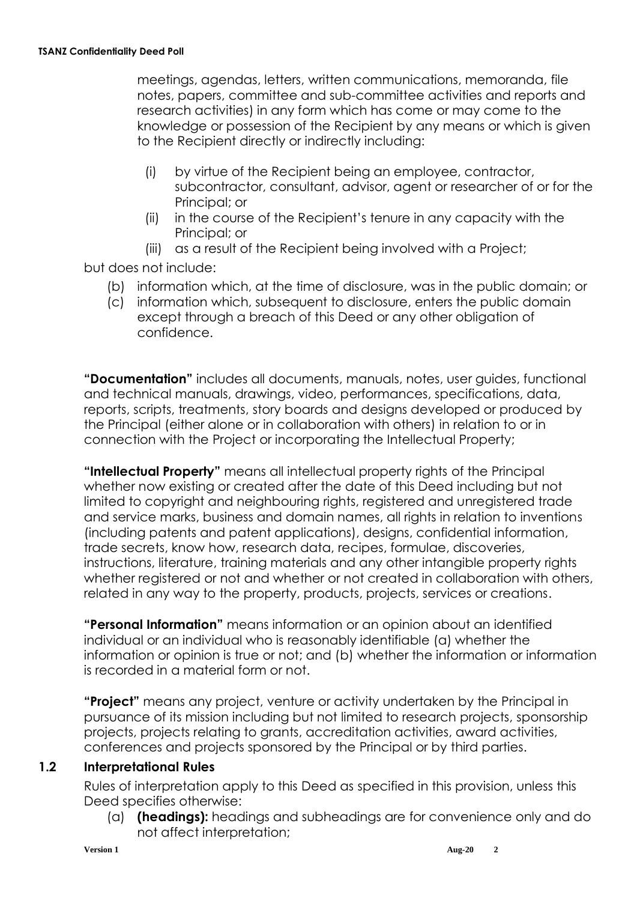meetings, agendas, letters, written communications, memoranda, file notes, papers, committee and sub-committee activities and reports and research activities) in any form which has come or may come to the knowledge or possession of the Recipient by any means or which is given to the Recipient directly or indirectly including:

(i) by virtue of the Recipient being an employee, contractor, subcontractor, consultant, advisor, agent or researcher of or for the Principal; or
(ii) in the course of the Recipient's tenure in any capacity with the Principal; or
(iii) as a result of the Recipient being involved with a Project;

but does not include:

(b) information which, at the time of disclosure, was in the public domain; or
(c) information which, subsequent to disclosure, enters the public domain except through a breach of this Deed or any other obligation of confidence.

**"Documentation"** includes all documents, manuals, notes, user guides, functional and technical manuals, drawings, video, performances, specifications, data, reports, scripts, treatments, story boards and designs developed or produced by the Principal (either alone or in collaboration with others) in relation to or in connection with the Project or incorporating the Intellectual Property;

**"Intellectual Property"** means all intellectual property rights of the Principal whether now existing or created after the date of this Deed including but not limited to copyright and neighbouring rights, registered and unregistered trade and service marks, business and domain names, all rights in relation to inventions (including patents and patent applications), designs, confidential information, trade secrets, know how, research data, recipes, formulae, discoveries, instructions, literature, training materials and any other intangible property rights whether registered or not and whether or not created in collaboration with others, related in any way to the property, products, projects, services or creations.

**"Personal Information"** means information or an opinion about an identified individual or an individual who is reasonably identifiable (a) whether the information or opinion is true or not; and (b) whether the information or information is recorded in a material form or not.

**"Project"** means any project, venture or activity undertaken by the Principal in pursuance of its mission including but not limited to research projects, sponsorship projects, projects relating to grants, accreditation activities, award activities, conferences and projects sponsored by the Principal or by third parties.

### 1.2 Interpretational Rules

Rules of interpretation apply to this Deed as specified in this provision, unless this Deed specifies otherwise:

(a) **(headings):** headings and subheadings are for convenience only and do not affect interpretation;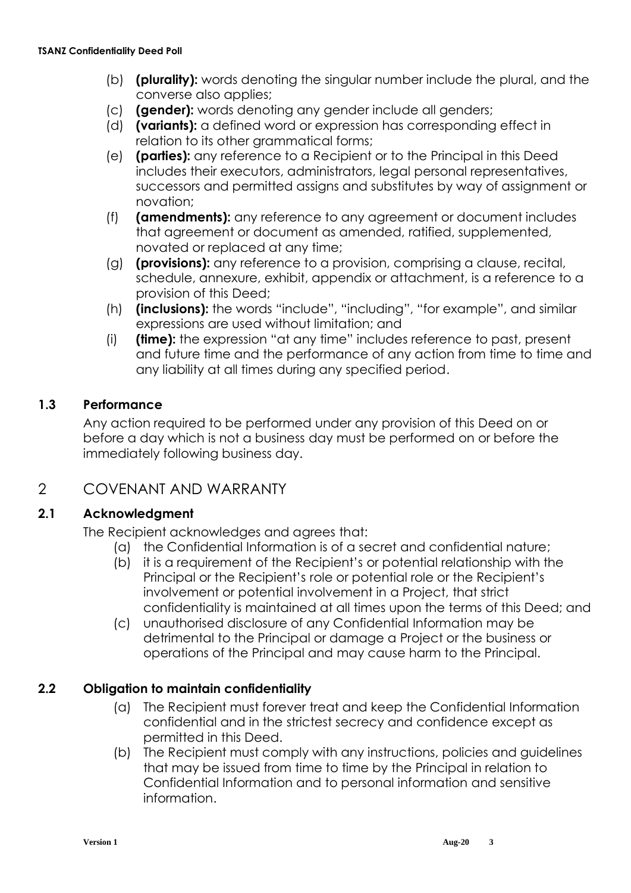(b) **(plurality):** words denoting the singular number include the plural, and the converse also applies;

(c) **(gender):** words denoting any gender include all genders;

(d) **(variants):** a defined word or expression has corresponding effect in relation to its other grammatical forms;

(e) **(parties):** any reference to a Recipient or to the Principal in this Deed includes their executors, administrators, legal personal representatives, successors and permitted assigns and substitutes by way of assignment or novation;

(f) **(amendments):** any reference to any agreement or document includes that agreement or document as amended, ratified, supplemented, novated or replaced at any time;

(g) **(provisions):** any reference to a provision, comprising a clause, recital, schedule, annexure, exhibit, appendix or attachment, is a reference to a provision of this Deed;

(h) **(inclusions):** the words "include", "including", "for example", and similar expressions are used without limitation; and

(i) **(time):** the expression "at any time" includes reference to past, present and future time and the performance of any action from time to time and any liability at all times during any specified period.

### 1.3 Performance

Any action required to be performed under any provision of this Deed on or before a day which is not a business day must be performed on or before the immediately following business day.

## 2 COVENANT AND WARRANTY

### 2.1 Acknowledgment

The Recipient acknowledges and agrees that:

(a) the Confidential Information is of a secret and confidential nature;

(b) it is a requirement of the Recipient's or potential relationship with the Principal or the Recipient's role or potential role or the Recipient's involvement or potential involvement in a Project, that strict confidentiality is maintained at all times upon the terms of this Deed; and

(c) unauthorised disclosure of any Confidential Information may be detrimental to the Principal or damage a Project or the business or operations of the Principal and may cause harm to the Principal.

### 2.2 Obligation to maintain confidentiality

(a) The Recipient must forever treat and keep the Confidential Information confidential and in the strictest secrecy and confidence except as permitted in this Deed.

(b) The Recipient must comply with any instructions, policies and guidelines that may be issued from time to time by the Principal in relation to Confidential Information and to personal information and sensitive information.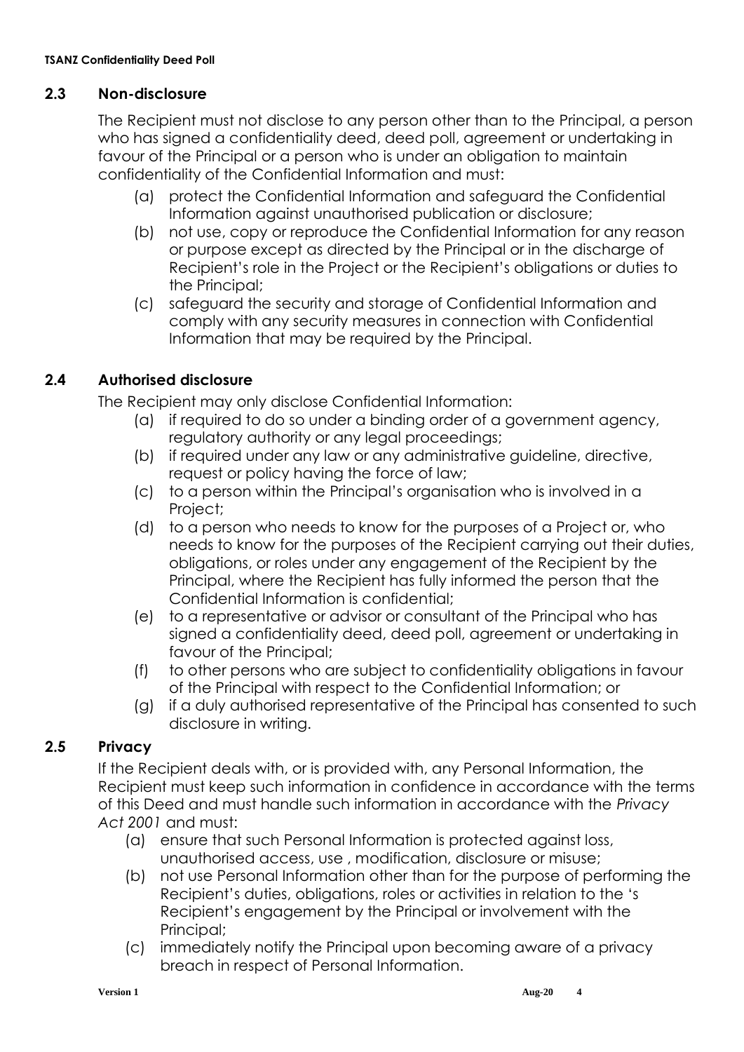## 2.3 Non-disclosure

The Recipient must not disclose to any person other than to the Principal, a person who has signed a confidentiality deed, deed poll, agreement or undertaking in favour of the Principal or a person who is under an obligation to maintain confidentiality of the Confidential Information and must:

(a) protect the Confidential Information and safeguard the Confidential Information against unauthorised publication or disclosure;

(b) not use, copy or reproduce the Confidential Information for any reason or purpose except as directed by the Principal or in the discharge of Recipient's role in the Project or the Recipient's obligations or duties to the Principal;

(c) safeguard the security and storage of Confidential Information and comply with any security measures in connection with Confidential Information that may be required by the Principal.

## 2.4 Authorised disclosure

The Recipient may only disclose Confidential Information:

(a) if required to do so under a binding order of a government agency, regulatory authority or any legal proceedings;

(b) if required under any law or any administrative guideline, directive, request or policy having the force of law;

(c) to a person within the Principal's organisation who is involved in a Project;

(d) to a person who needs to know for the purposes of a Project or, who needs to know for the purposes of the Recipient carrying out their duties, obligations, or roles under any engagement of the Recipient by the Principal, where the Recipient has fully informed the person that the Confidential Information is confidential;

(e) to a representative or advisor or consultant of the Principal who has signed a confidentiality deed, deed poll, agreement or undertaking in favour of the Principal;

(f) to other persons who are subject to confidentiality obligations in favour of the Principal with respect to the Confidential Information; or

(g) if a duly authorised representative of the Principal has consented to such disclosure in writing.

## 2.5 Privacy

If the Recipient deals with, or is provided with, any Personal Information, the Recipient must keep such information in confidence in accordance with the terms of this Deed and must handle such information in accordance with the *Privacy Act 2001* and must:

(a) ensure that such Personal Information is protected against loss, unauthorised access, use , modification, disclosure or misuse;

(b) not use Personal Information other than for the purpose of performing the Recipient's duties, obligations, roles or activities in relation to the 's Recipient's engagement by the Principal or involvement with the Principal;

(c) immediately notify the Principal upon becoming aware of a privacy breach in respect of Personal Information.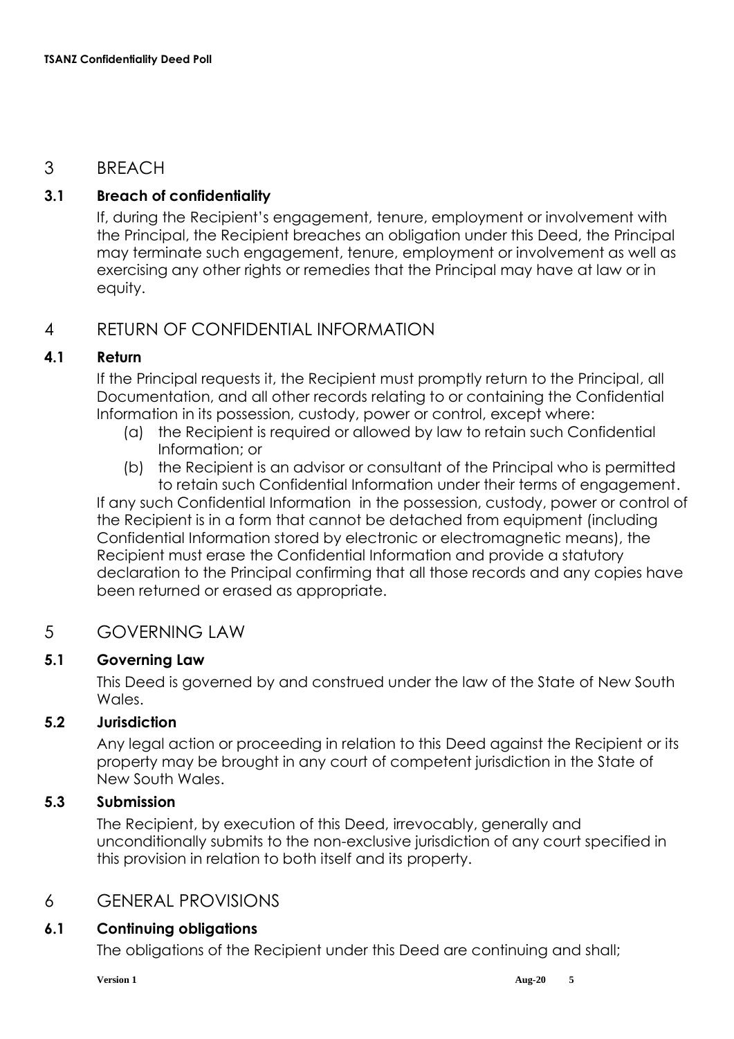## 3 BREACH

### 3.1 Breach of confidentiality

If, during the Recipient's engagement, tenure, employment or involvement with the Principal, the Recipient breaches an obligation under this Deed, the Principal may terminate such engagement, tenure, employment or involvement as well as exercising any other rights or remedies that the Principal may have at law or in equity.

## 4 RETURN OF CONFIDENTIAL INFORMATION

### 4.1 Return

If the Principal requests it, the Recipient must promptly return to the Principal, all Documentation, and all other records relating to or containing the Confidential Information in its possession, custody, power or control, except where:

(a) the Recipient is required or allowed by law to retain such Confidential Information; or

(b) the Recipient is an advisor or consultant of the Principal who is permitted to retain such Confidential Information under their terms of engagement.

If any such Confidential Information in the possession, custody, power or control of the Recipient is in a form that cannot be detached from equipment (including Confidential Information stored by electronic or electromagnetic means), the Recipient must erase the Confidential Information and provide a statutory declaration to the Principal confirming that all those records and any copies have been returned or erased as appropriate.

## 5 GOVERNING LAW

### 5.1 Governing Law

This Deed is governed by and construed under the law of the State of New South Wales.

### 5.2 Jurisdiction

Any legal action or proceeding in relation to this Deed against the Recipient or its property may be brought in any court of competent jurisdiction in the State of New South Wales.

### 5.3 Submission

The Recipient, by execution of this Deed, irrevocably, generally and unconditionally submits to the non-exclusive jurisdiction of any court specified in this provision in relation to both itself and its property.

## 6 GENERAL PROVISIONS

### 6.1 Continuing obligations

The obligations of the Recipient under this Deed are continuing and shall;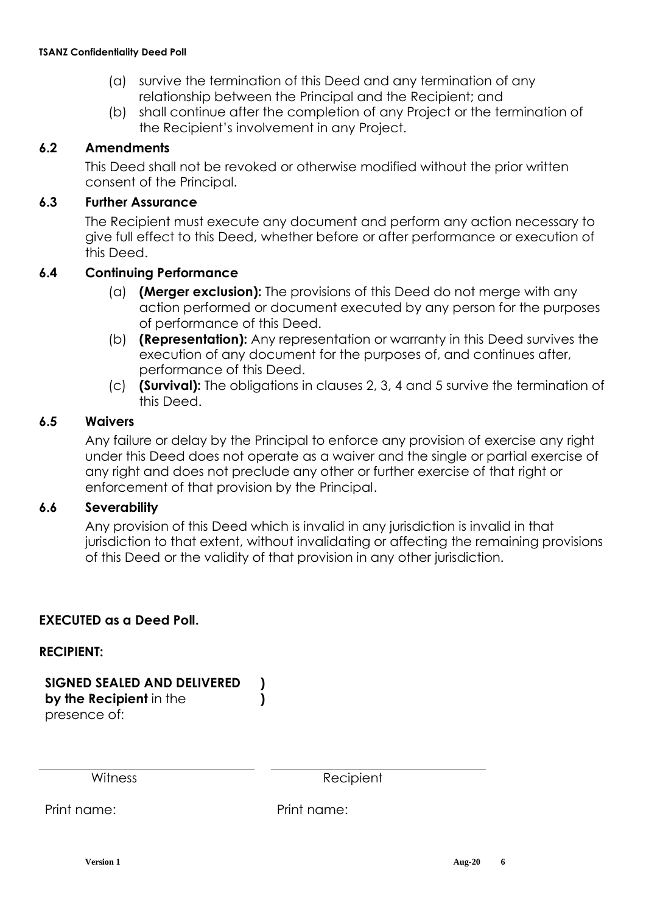(a) survive the termination of this Deed and any termination of any relationship between the Principal and the Recipient; and

(b) shall continue after the completion of any Project or the termination of the Recipient's involvement in any Project.

### 6.2 Amendments

This Deed shall not be revoked or otherwise modified without the prior written consent of the Principal.

### 6.3 Further Assurance

The Recipient must execute any document and perform any action necessary to give full effect to this Deed, whether before or after performance or execution of this Deed.

### 6.4 Continuing Performance

(a) **(Merger exclusion):** The provisions of this Deed do not merge with any action performed or document executed by any person for the purposes of performance of this Deed.

(b) **(Representation):** Any representation or warranty in this Deed survives the execution of any document for the purposes of, and continues after, performance of this Deed.

(c) **(Survival):** The obligations in clauses 2, 3, 4 and 5 survive the termination of this Deed.

### 6.5 Waivers

Any failure or delay by the Principal to enforce any provision of exercise any right under this Deed does not operate as a waiver and the single or partial exercise of any right and does not preclude any other or further exercise of that right or enforcement of that provision by the Principal.

### 6.6 Severability

Any provision of this Deed which is invalid in any jurisdiction is invalid in that jurisdiction to that extent, without invalidating or affecting the remaining provisions of this Deed or the validity of that provision in any other jurisdiction.

**EXECUTED as a Deed Poll.**

**RECIPIENT:**

**SIGNED SEALED AND DELIVERED** )
**by the Recipient** in the )
presence of:

| | |
|---|---|
| \_\_\_\_\_\_\_\_\_\_\_\_\_\_\_\_\_\_\_\_\_\_\_\_ | \_\_\_\_\_\_\_\_\_\_\_\_\_\_\_\_\_\_\_\_\_\_\_\_ |
| Witness | Recipient |
| Print name: | Print name: |

Version 1 Aug-20